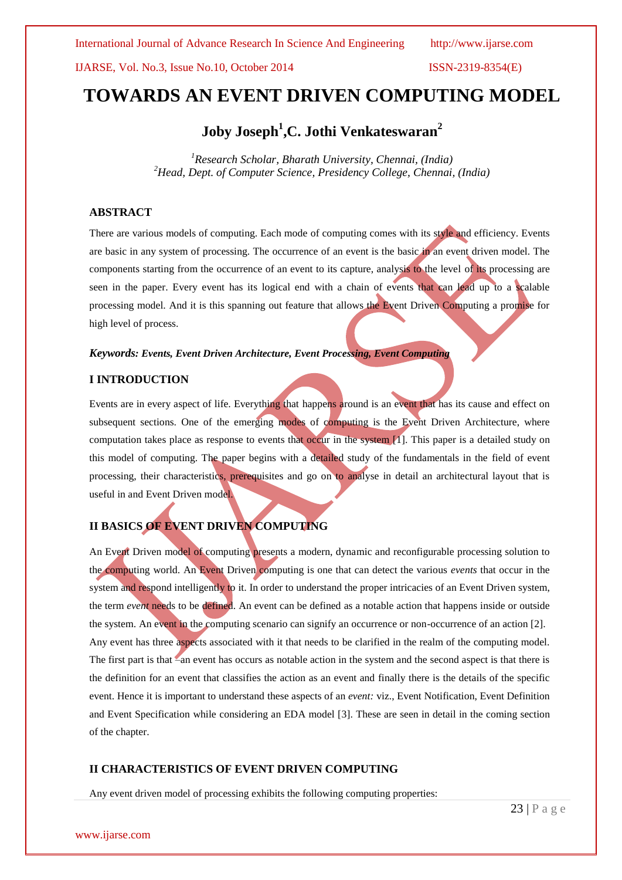# TOWARDS AN EVENT DRIVEN COMPUTING MODEL

**Joby Joseph[1], C. Jothi Venkateswaran[2]**

*[1]Research Scholar, Bharath University, Chennai, (India)*
*[2]Head, Dept. of Computer Science, Presidency College, Chennai, (India)*

## ABSTRACT

There are various models of computing. Each mode of computing comes with its style and efficiency. Events are basic in any system of processing. The occurrence of an event is the basic in an event driven model. The components starting from the occurrence of an event to its capture, analysis to the level of its processing are seen in the paper. Every event has its logical end with a chain of events that can lead up to a scalable processing model. And it is this spanning out feature that allows the Event Driven Computing a promise for high level of process.

***Keywords: Events, Event Driven Architecture, Event Processing, Event Computing***

## I INTRODUCTION

Events are in every aspect of life. Everything that happens around is an event that has its cause and effect on subsequent sections. One of the emerging modes of computing is the Event Driven Architecture, where computation takes place as response to events that occur in the system [1]. This paper is a detailed study on this model of computing. The paper begins with a detailed study of the fundamentals in the field of event processing, their characteristics, prerequisites and go on to analyse in detail an architectural layout that is useful in and Event Driven model.

## II BASICS OF EVENT DRIVEN COMPUTING

An Event Driven model of computing presents a modern, dynamic and reconfigurable processing solution to the computing world. An Event Driven computing is one that can detect the various *events* that occur in the system and respond intelligently to it. In order to understand the proper intricacies of an Event Driven system, the term *event* needs to be defined. An event can be defined as a notable action that happens inside or outside the system. An event in the computing scenario can signify an occurrence or non-occurrence of an action [2]. Any event has three aspects associated with it that needs to be clarified in the realm of the computing model. The first part is that –an event has occurs as notable action in the system and the second aspect is that there is the definition for an event that classifies the action as an event and finally there is the details of the specific event. Hence it is important to understand these aspects of an *event:* viz., Event Notification, Event Definition and Event Specification while considering an EDA model [3]. These are seen in detail in the coming section of the chapter.

## II CHARACTERISTICS OF EVENT DRIVEN COMPUTING

Any event driven model of processing exhibits the following computing properties: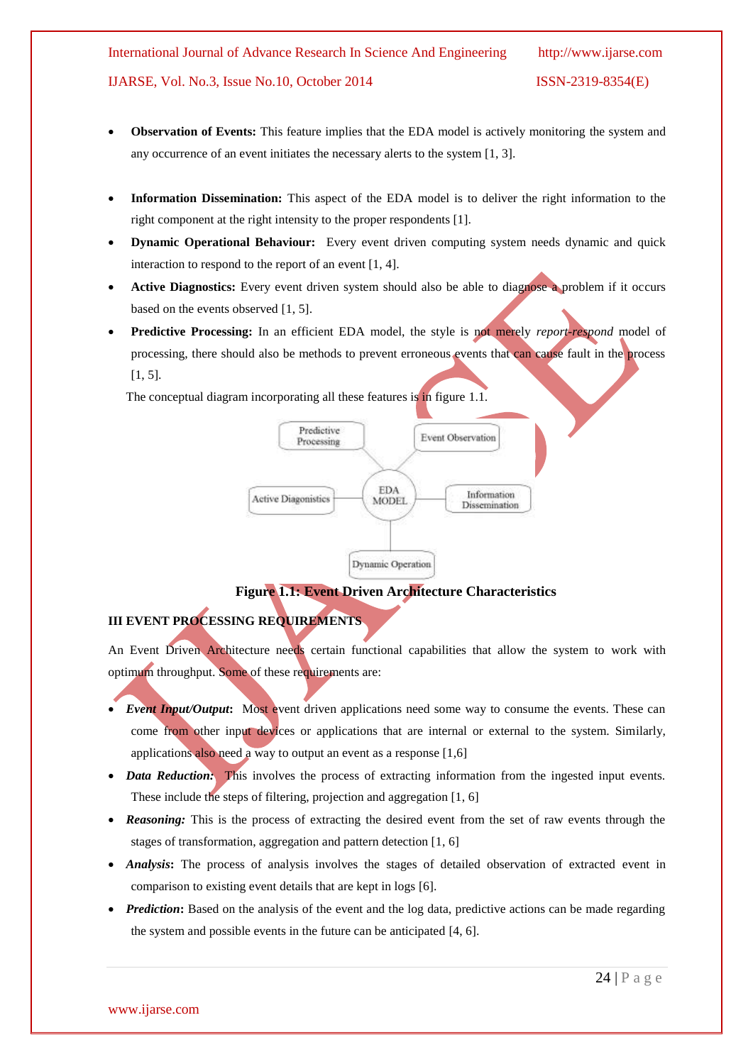- **Observation of Events:** This feature implies that the EDA model is actively monitoring the system and any occurrence of an event initiates the necessary alerts to the system [1, 3].
- **Information Dissemination:** This aspect of the EDA model is to deliver the right information to the right component at the right intensity to the proper respondents [1].
- **Dynamic Operational Behaviour:** Every event driven computing system needs dynamic and quick interaction to respond to the report of an event [1, 4].
- **Active Diagnostics:** Every event driven system should also be able to diagnose a problem if it occurs based on the events observed [1, 5].
- **Predictive Processing:** In an efficient EDA model, the style is not merely *report-respond* model of processing, there should also be methods to prevent erroneous events that can cause fault in the process [1, 5].

The conceptual diagram incorporating all these features is in figure 1.1.

**Figure 1.1: Event Driven Architecture Characteristics**

## III EVENT PROCESSING REQUIREMENTS

An Event Driven Architecture needs certain functional capabilities that allow the system to work with optimum throughput. Some of these requirements are:

- ***Event Input/Output*:** Most event driven applications need some way to consume the events. These can come from other input devices or applications that are internal or external to the system. Similarly, applications also need a way to output an event as a response [1,6]
- ***Data Reduction:*** This involves the process of extracting information from the ingested input events. These include the steps of filtering, projection and aggregation [1, 6]
- ***Reasoning:*** This is the process of extracting the desired event from the set of raw events through the stages of transformation, aggregation and pattern detection [1, 6]
- ***Analysis*:** The process of analysis involves the stages of detailed observation of extracted event in comparison to existing event details that are kept in logs [6].
- ***Prediction*:** Based on the analysis of the event and the log data, predictive actions can be made regarding the system and possible events in the future can be anticipated [4, 6].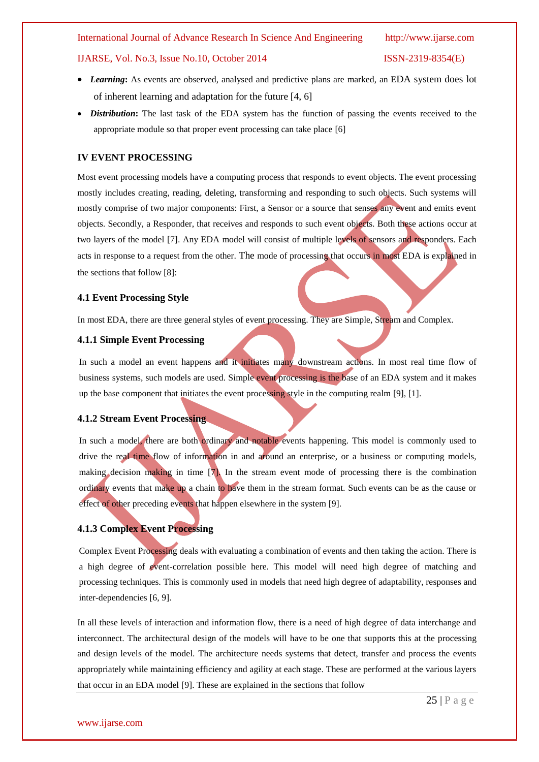- ***Learning*:** As events are observed, analysed and predictive plans are marked, an EDA system does lot of inherent learning and adaptation for the future [4, 6]
- ***Distribution*:** The last task of the EDA system has the function of passing the events received to the appropriate module so that proper event processing can take place [6]

## IV EVENT PROCESSING

Most event processing models have a computing process that responds to event objects. The event processing mostly includes creating, reading, deleting, transforming and responding to such objects. Such systems will mostly comprise of two major components: First, a Sensor or a source that senses any event and emits event objects. Secondly, a Responder, that receives and responds to such event objects. Both these actions occur at two layers of the model [7]. Any EDA model will consist of multiple levels of sensors and responders. Each acts in response to a request from the other. The mode of processing that occurs in most EDA is explained in the sections that follow [8]:

### 4.1 Event Processing Style

In most EDA, there are three general styles of event processing. They are Simple, Stream and Complex.

#### 4.1.1 Simple Event Processing

In such a model an event happens and it initiates many downstream actions. In most real time flow of business systems, such models are used. Simple event processing is the base of an EDA system and it makes up the base component that initiates the event processing style in the computing realm [9], [1].

#### 4.1.2 Stream Event Processing

In such a model, there are both ordinary and notable events happening. This model is commonly used to drive the real time flow of information in and around an enterprise, or a business or computing models, making decision making in time [7]. In the stream event mode of processing there is the combination ordinary events that make up a chain to have them in the stream format. Such events can be as the cause or effect of other preceding events that happen elsewhere in the system [9].

#### 4.1.3 Complex Event Processing

Complex Event Processing deals with evaluating a combination of events and then taking the action. There is a high degree of event-correlation possible here. This model will need high degree of matching and processing techniques. This is commonly used in models that need high degree of adaptability, responses and inter-dependencies [6, 9].

In all these levels of interaction and information flow, there is a need of high degree of data interchange and interconnect. The architectural design of the models will have to be one that supports this at the processing and design levels of the model. The architecture needs systems that detect, transfer and process the events appropriately while maintaining efficiency and agility at each stage. These are performed at the various layers that occur in an EDA model [9]. These are explained in the sections that follow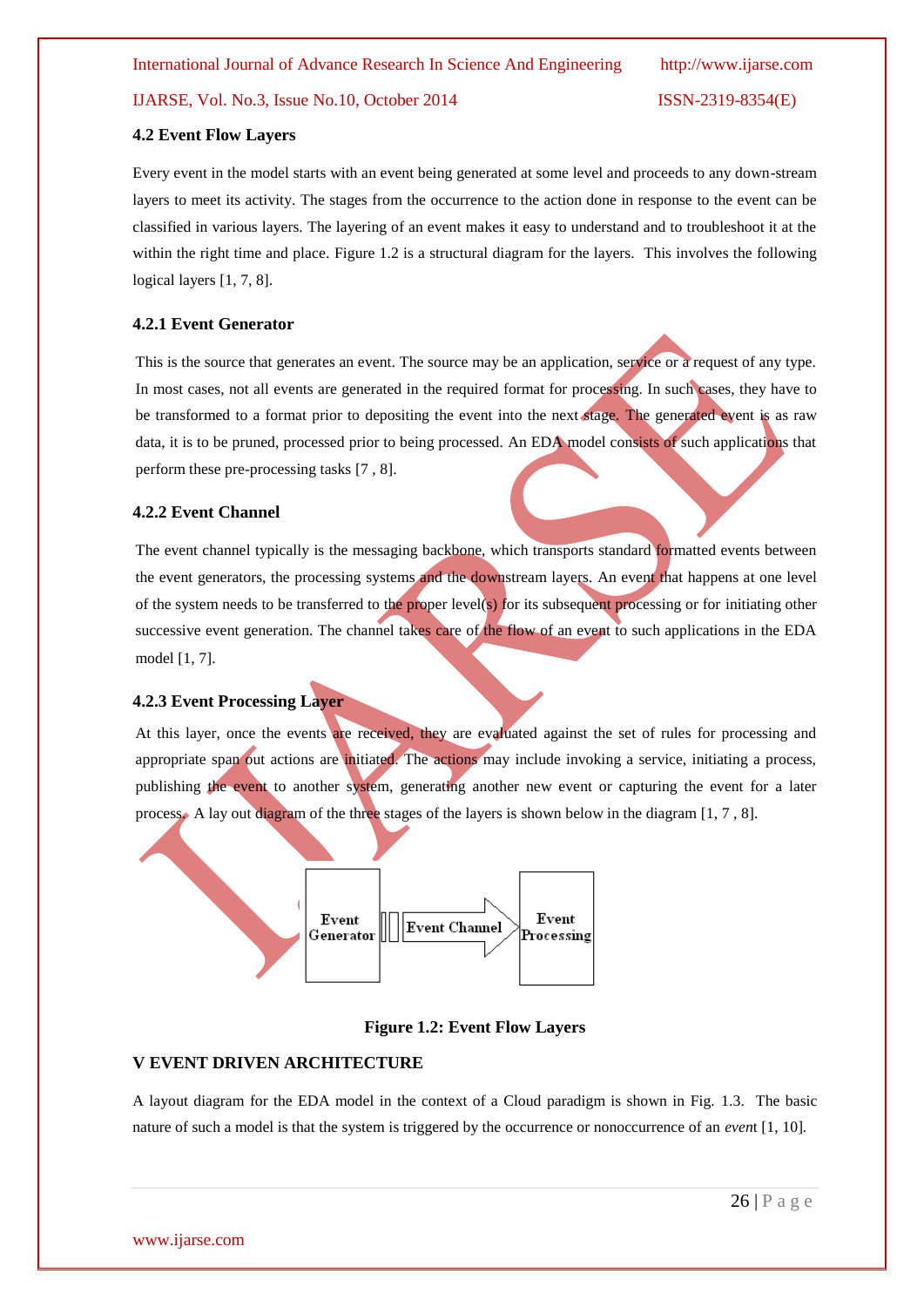### 4.2 Event Flow Layers

Every event in the model starts with an event being generated at some level and proceeds to any down-stream layers to meet its activity. The stages from the occurrence to the action done in response to the event can be classified in various layers. The layering of an event makes it easy to understand and to troubleshoot it at the within the right time and place. Figure 1.2 is a structural diagram for the layers. This involves the following logical layers [1, 7, 8].

#### 4.2.1 Event Generator

This is the source that generates an event. The source may be an application, service or a request of any type. In most cases, not all events are generated in the required format for processing. In such cases, they have to be transformed to a format prior to depositing the event into the next stage. The generated event is as raw data, it is to be pruned, processed prior to being processed. An EDA model consists of such applications that perform these pre-processing tasks [7 , 8].

#### 4.2.2 Event Channel

The event channel typically is the messaging backbone, which transports standard formatted events between the event generators, the processing systems and the downstream layers. An event that happens at one level of the system needs to be transferred to the proper level(s) for its subsequent processing or for initiating other successive event generation. The channel takes care of the flow of an event to such applications in the EDA model [1, 7].

#### 4.2.3 Event Processing Layer

At this layer, once the events are received, they are evaluated against the set of rules for processing and appropriate span out actions are initiated. The actions may include invoking a service, initiating a process, publishing the event to another system, generating another new event or capturing the event for a later process. A lay out diagram of the three stages of the layers is shown below in the diagram [1, 7 , 8].

Event Generator → Event Channel → Event Processing

**Figure 1.2: Event Flow Layers**

## V EVENT DRIVEN ARCHITECTURE

A layout diagram for the EDA model in the context of a Cloud paradigm is shown in Fig. 1.3. The basic nature of such a model is that the system is triggered by the occurrence or nonoccurrence of an *event* [1, 10].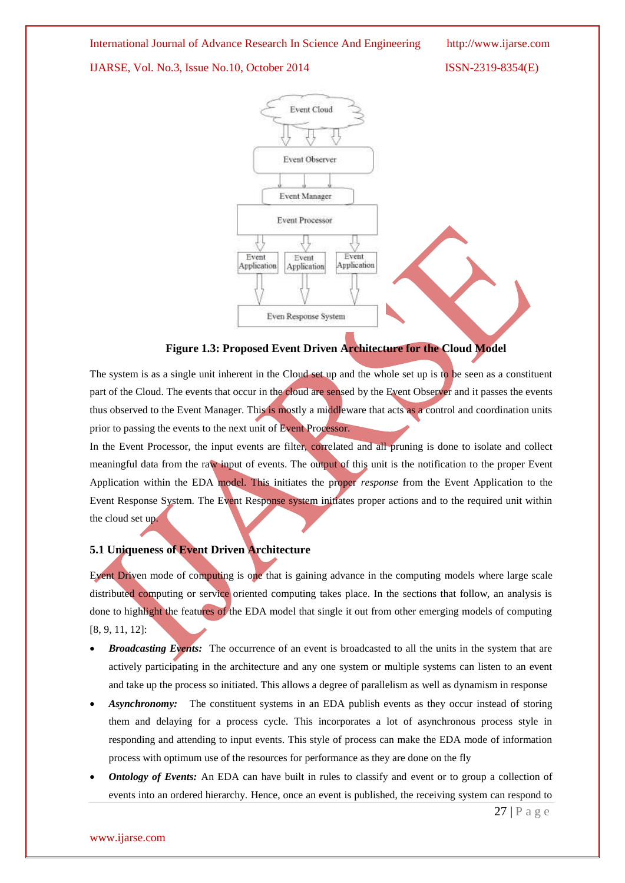Figure 1.3: Proposed Event Driven Architecture for the Cloud Model

The system is as a single unit inherent in the Cloud set up and the whole set up is to be seen as a constituent part of the Cloud. The events that occur in the cloud are sensed by the Event Observer and it passes the events thus observed to the Event Manager. This is mostly a middleware that acts as a control and coordination units prior to passing the events to the next unit of Event Processor.

In the Event Processor, the input events are filter, correlated and all pruning is done to isolate and collect meaningful data from the raw input of events. The output of this unit is the notification to the proper Event Application within the EDA model. This initiates the proper *response* from the Event Application to the Event Response System. The Event Response system initiates proper actions and to the required unit within the cloud set up.

### 5.1 Uniqueness of Event Driven Architecture

Event Driven mode of computing is one that is gaining advance in the computing models where large scale distributed computing or service oriented computing takes place. In the sections that follow, an analysis is done to highlight the features of the EDA model that single it out from other emerging models of computing [8, 9, 11, 12]:

- ***Broadcasting Events:*** The occurrence of an event is broadcasted to all the units in the system that are actively participating in the architecture and any one system or multiple systems can listen to an event and take up the process so initiated. This allows a degree of parallelism as well as dynamism in response
- ***Asynchronomy:*** The constituent systems in an EDA publish events as they occur instead of storing them and delaying for a process cycle. This incorporates a lot of asynchronous process style in responding and attending to input events. This style of process can make the EDA mode of information process with optimum use of the resources for performance as they are done on the fly
- ***Ontology of Events:*** An EDA can have built in rules to classify and event or to group a collection of events into an ordered hierarchy. Hence, once an event is published, the receiving system can respond to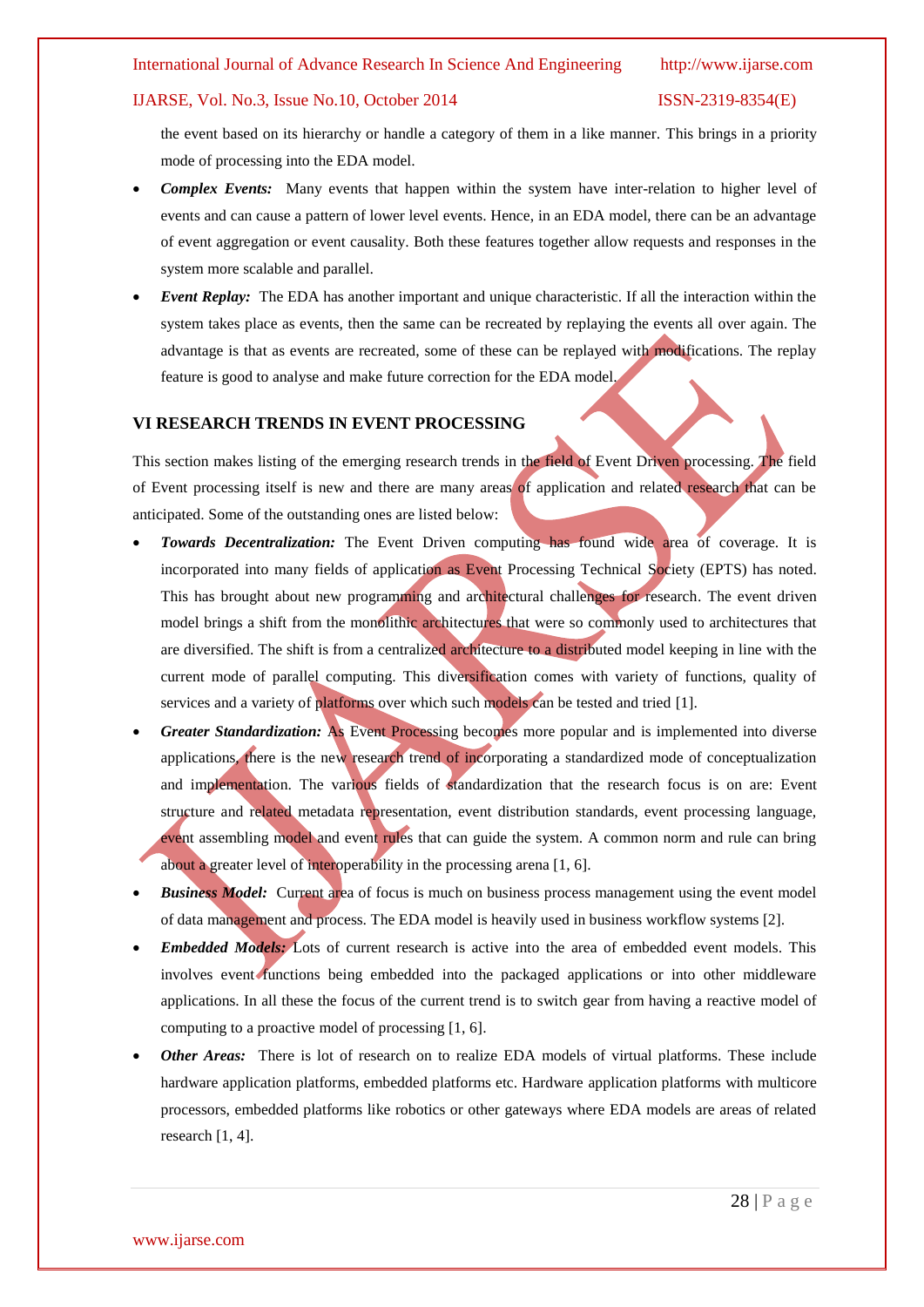the event based on its hierarchy or handle a category of them in a like manner. This brings in a priority mode of processing into the EDA model.

- ***Complex Events:*** Many events that happen within the system have inter-relation to higher level of events and can cause a pattern of lower level events. Hence, in an EDA model, there can be an advantage of event aggregation or event causality. Both these features together allow requests and responses in the system more scalable and parallel.
- ***Event Replay:*** The EDA has another important and unique characteristic. If all the interaction within the system takes place as events, then the same can be recreated by replaying the events all over again. The advantage is that as events are recreated, some of these can be replayed with modifications. The replay feature is good to analyse and make future correction for the EDA model.

## VI RESEARCH TRENDS IN EVENT PROCESSING

This section makes listing of the emerging research trends in the field of Event Driven processing. The field of Event processing itself is new and there are many areas of application and related research that can be anticipated. Some of the outstanding ones are listed below:

- ***Towards Decentralization:*** The Event Driven computing has found wide area of coverage. It is incorporated into many fields of application as Event Processing Technical Society (EPTS) has noted. This has brought about new programming and architectural challenges for research. The event driven model brings a shift from the monolithic architectures that were so commonly used to architectures that are diversified. The shift is from a centralized architecture to a distributed model keeping in line with the current mode of parallel computing. This diversification comes with variety of functions, quality of services and a variety of platforms over which such models can be tested and tried [1].
- ***Greater Standardization:*** As Event Processing becomes more popular and is implemented into diverse applications, there is the new research trend of incorporating a standardized mode of conceptualization and implementation. The various fields of standardization that the research focus is on are: Event structure and related metadata representation, event distribution standards, event processing language, event assembling model and event rules that can guide the system. A common norm and rule can bring about a greater level of interoperability in the processing arena [1, 6].
- ***Business Model:*** Current area of focus is much on business process management using the event model of data management and process. The EDA model is heavily used in business workflow systems [2].
- ***Embedded Models:*** Lots of current research is active into the area of embedded event models. This involves event functions being embedded into the packaged applications or into other middleware applications. In all these the focus of the current trend is to switch gear from having a reactive model of computing to a proactive model of processing [1, 6].
- ***Other Areas:*** There is lot of research on to realize EDA models of virtual platforms. These include hardware application platforms, embedded platforms etc. Hardware application platforms with multicore processors, embedded platforms like robotics or other gateways where EDA models are areas of related research [1, 4].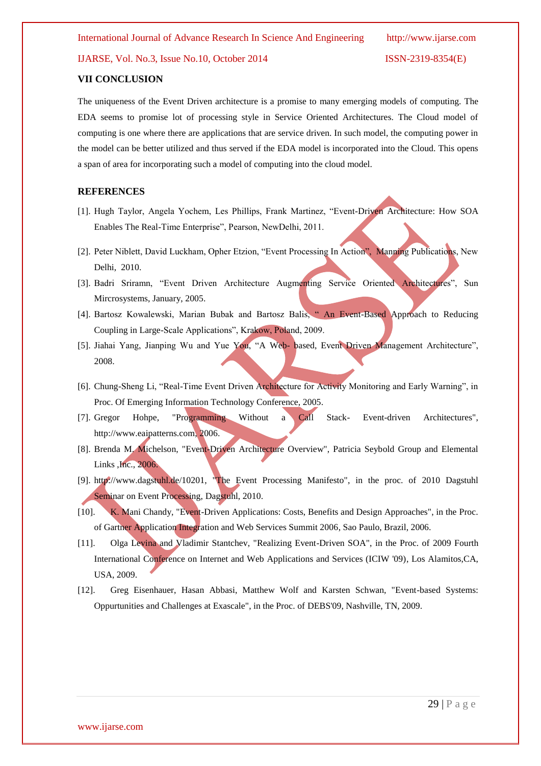## VII CONCLUSION

The uniqueness of the Event Driven architecture is a promise to many emerging models of computing. The EDA seems to promise lot of processing style in Service Oriented Architectures. The Cloud model of computing is one where there are applications that are service driven. In such model, the computing power in the model can be better utilized and thus served if the EDA model is incorporated into the Cloud. This opens a span of area for incorporating such a model of computing into the cloud model.

## REFERENCES

[1]. Hugh Taylor, Angela Yochem, Les Phillips, Frank Martinez, "Event-Driven Architecture: How SOA Enables The Real-Time Enterprise", Pearson, NewDelhi, 2011.

[2]. Peter Niblett, David Luckham, Opher Etzion, "Event Processing In Action", Manning Publications, New Delhi, 2010.

[3]. Badri Sriramn, "Event Driven Architecture Augmenting Service Oriented Architectures", Sun Mircrosystems, January, 2005.

[4]. Bartosz Kowalewski, Marian Bubak and Bartosz Balis, " An Event-Based Approach to Reducing Coupling in Large-Scale Applications", Krakow, Poland, 2009.

[5]. Jiahai Yang, Jianping Wu and Yue You, "A Web- based, Event Driven Management Architecture", 2008.

[6]. Chung-Sheng Li, "Real-Time Event Driven Architecture for Activity Monitoring and Early Warning", in Proc. Of Emerging Information Technology Conference, 2005.

[7]. Gregor Hohpe, "Programming Without a Call Stack- Event-driven Architectures", http://www.eaipatterns.com, 2006.

[8]. Brenda M. Michelson, "Event-Driven Architecture Overview", Patricia Seybold Group and Elemental Links ,Inc., 2006.

[9]. http://www.dagstuhl.de/10201, "The Event Processing Manifesto", in the proc. of 2010 Dagstuhl Seminar on Event Processing, Dagstuhl, 2010.

[10]. K. Mani Chandy, "Event-Driven Applications: Costs, Benefits and Design Approaches", in the Proc. of Gartner Application Integration and Web Services Summit 2006, Sao Paulo, Brazil, 2006.

[11]. Olga Levina and Vladimir Stantchev, "Realizing Event-Driven SOA", in the Proc. of 2009 Fourth International Conference on Internet and Web Applications and Services (ICIW '09), Los Alamitos,CA, USA, 2009.

[12]. Greg Eisenhauer, Hasan Abbasi, Matthew Wolf and Karsten Schwan, "Event-based Systems: Oppurtunities and Challenges at Exascale", in the Proc. of DEBS'09, Nashville, TN, 2009.